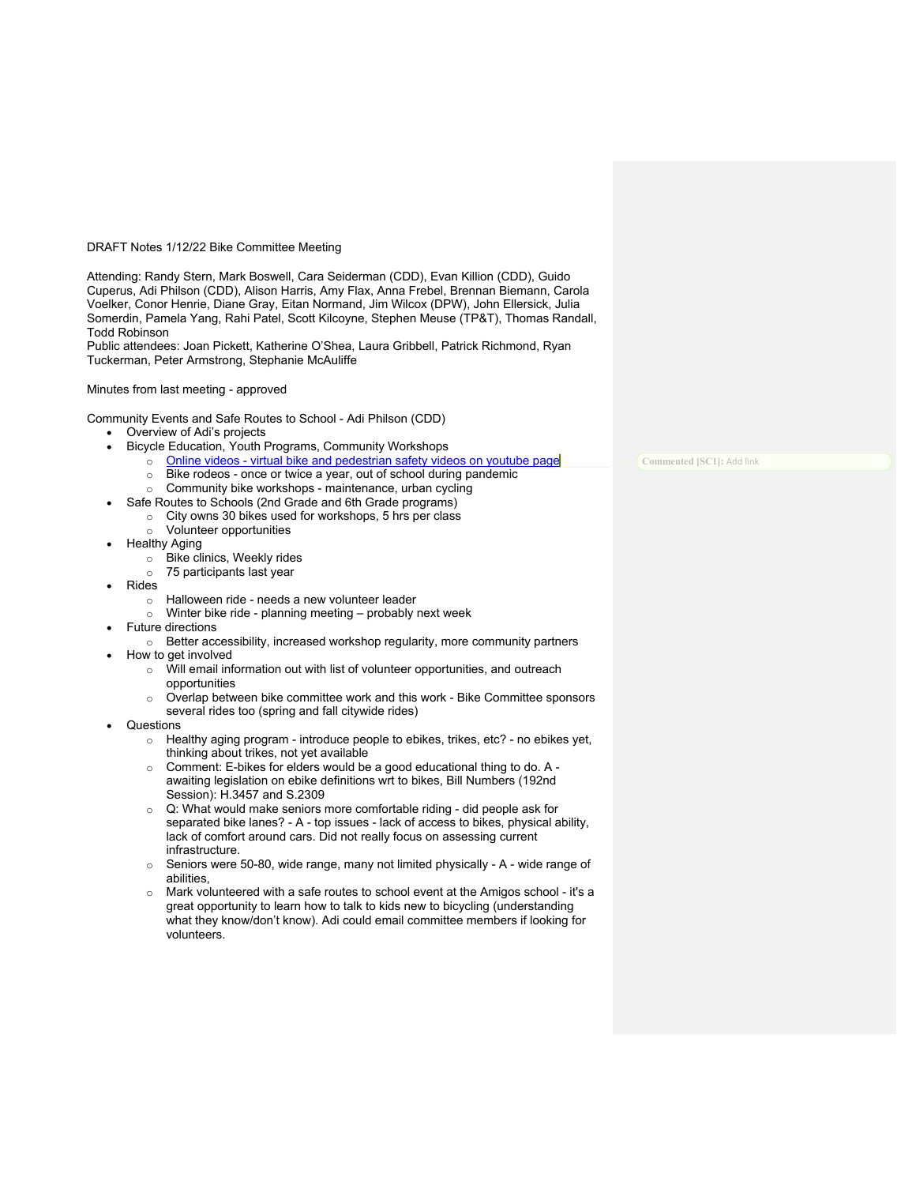DRAFT Notes 1/12/22 Bike Committee Meeting

Attending: Randy Stern, Mark Boswell, Cara Seiderman (CDD), Evan Killion (CDD), Guido Cuperus, Adi Philson (CDD), Alison Harris, Amy Flax, Anna Frebel, Brennan Biemann, Carola Voelker, Conor Henrie, Diane Gray, Eitan Normand, Jim Wilcox (DPW), John Ellersick, Julia Somerdin, Pamela Yang, Rahi Patel, Scott Kilcoyne, Stephen Meuse (TP&T), Thomas Randall, Todd Robinson
Public attendees: Joan Pickett, Katherine O'Shea, Laura Gribbell, Patrick Richmond, Ryan Tuckerman, Peter Armstrong, Stephanie McAuliffe

Minutes from last meeting - approved

Community Events and Safe Routes to School - Adi Philson (CDD)

- Overview of Adi's projects
- Bicycle Education, Youth Programs, Community Workshops
  - Online videos - virtual bike and pedestrian safety videos on youtube page
  - Bike rodeos - once or twice a year, out of school during pandemic
  - Community bike workshops - maintenance, urban cycling
- Safe Routes to Schools (2nd Grade and 6th Grade programs)
  - City owns 30 bikes used for workshops, 5 hrs per class
  - Volunteer opportunities
- Healthy Aging
  - Bike clinics, Weekly rides
  - 75 participants last year
- Rides
  - Halloween ride - needs a new volunteer leader
  - Winter bike ride - planning meeting – probably next week
- Future directions
  - Better accessibility, increased workshop regularity, more community partners
- How to get involved
  - Will email information out with list of volunteer opportunities, and outreach opportunities
  - Overlap between bike committee work and this work - Bike Committee sponsors several rides too (spring and fall citywide rides)
- Questions
  - Healthy aging program - introduce people to ebikes, trikes, etc? - no ebikes yet, thinking about trikes, not yet available
  - Comment: E-bikes for elders would be a good educational thing to do. A - awaiting legislation on ebike definitions wrt to bikes, Bill Numbers (192nd Session): H.3457 and S.2309
  - Q: What would make seniors more comfortable riding - did people ask for separated bike lanes? - A - top issues - lack of access to bikes, physical ability, lack of comfort around cars. Did not really focus on assessing current infrastructure.
  - Seniors were 50-80, wide range, many not limited physically - A - wide range of abilities,
  - Mark volunteered with a safe routes to school event at the Amigos school - it's a great opportunity to learn how to talk to kids new to bicycling (understanding what they know/don't know). Adi could email committee members if looking for volunteers.

Commented [SC1]: Add link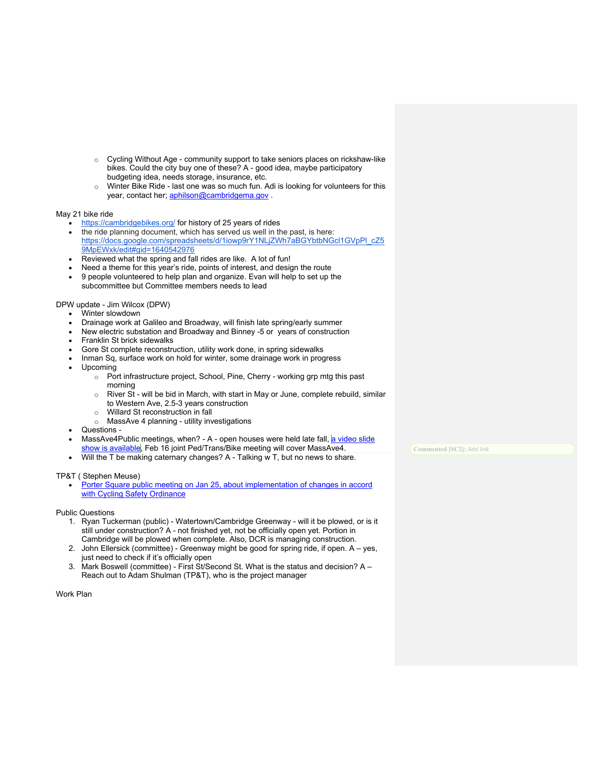- Cycling Without Age - community support to take seniors places on rickshaw-like bikes. Could the city buy one of these? A - good idea, maybe participatory budgeting idea, needs storage, insurance, etc.
- Winter Bike Ride - last one was so much fun. Adi is looking for volunteers for this year, contact her; aphilson@cambridgema.gov .

May 21 bike ride

- https://cambridgebikes.org/ for history of 25 years of rides
- the ride planning document, which has served us well in the past, is here: https://docs.google.com/spreadsheets/d/1iowp9rY1NLjZWh7aBGYbtbNGcl1GVpPl_cZ59MpEWxk/edit#gid=1640542976
- Reviewed what the spring and fall rides are like. A lot of fun!
- Need a theme for this year's ride, points of interest, and design the route
- 9 people volunteered to help plan and organize. Evan will help to set up the subcommittee but Committee members needs to lead

DPW update - Jim Wilcox (DPW)

- Winter slowdown
- Drainage work at Galileo and Broadway, will finish late spring/early summer
- New electric substation and Broadway and Binney -5 or years of construction
- Franklin St brick sidewalks
- Gore St complete reconstruction, utility work done, in spring sidewalks
- Inman Sq, surface work on hold for winter, some drainage work in progress
- Upcoming
  - Port infrastructure project, School, Pine, Cherry - working grp mtg this past morning
  - River St - will be bid in March, with start in May or June, complete rebuild, similar to Western Ave, 2.5-3 years construction
  - Willard St reconstruction in fall
  - MassAve 4 planning - utility investigations
- Questions -
- MassAve4Public meetings, when? - A - open houses were held late fall, a video slide show is available, Feb 16 joint Ped/Trans/Bike meeting will cover MassAve4.
- Will the T be making caternary changes? A - Talking w T, but no news to share.

Commented [SC2]: Add link

TP&T ( Stephen Meuse)

- Porter Square public meeting on Jan 25, about implementation of changes in accord with Cycling Safety Ordinance

Public Questions

1. Ryan Tuckerman (public) - Watertown/Cambridge Greenway - will it be plowed, or is it still under construction? A - not finished yet, not be officially open yet. Portion in Cambridge will be plowed when complete. Also, DCR is managing construction.
2. John Ellersick (committee) - Greenway might be good for spring ride, if open. A – yes, just need to check if it's officially open
3. Mark Boswell (committee) - First St/Second St. What is the status and decision? A – Reach out to Adam Shulman (TP&T), who is the project manager

Work Plan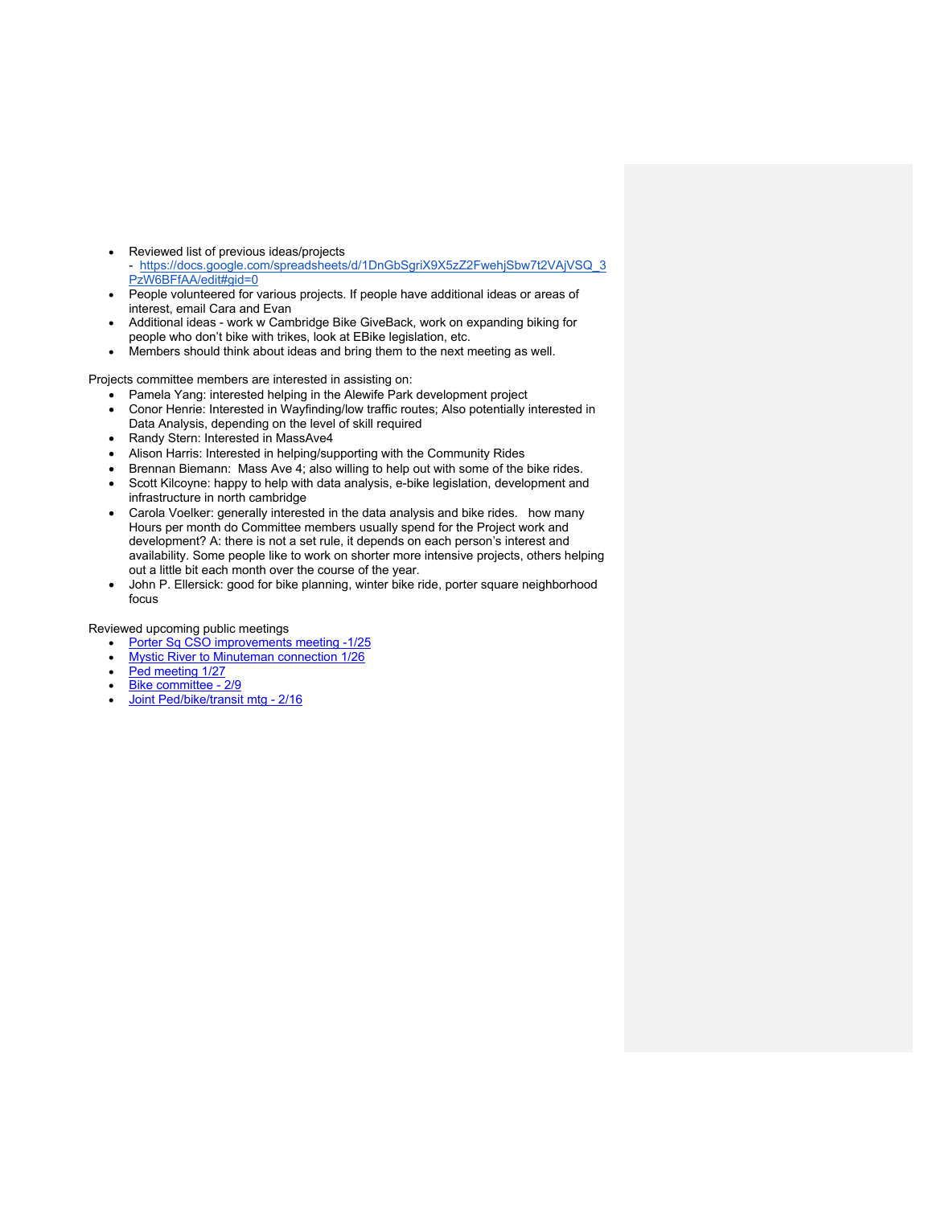- Reviewed list of previous ideas/projects
  - https://docs.google.com/spreadsheets/d/1DnGbSgriX9X5zZ2FwehjSbw7t2VAjVSQ_3PzW6BFfAA/edit#gid=0
- People volunteered for various projects. If people have additional ideas or areas of interest, email Cara and Evan
- Additional ideas - work w Cambridge Bike GiveBack, work on expanding biking for people who don't bike with trikes, look at EBike legislation, etc.
- Members should think about ideas and bring them to the next meeting as well.

Projects committee members are interested in assisting on:

- Pamela Yang: interested helping in the Alewife Park development project
- Conor Henrie: Interested in Wayfinding/low traffic routes; Also potentially interested in Data Analysis, depending on the level of skill required
- Randy Stern: Interested in MassAve4
- Alison Harris: Interested in helping/supporting with the Community Rides
- Brennan Biemann: Mass Ave 4; also willing to help out with some of the bike rides.
- Scott Kilcoyne: happy to help with data analysis, e-bike legislation, development and infrastructure in north cambridge
- Carola Voelker: generally interested in the data analysis and bike rides. how many Hours per month do Committee members usually spend for the Project work and development? A: there is not a set rule, it depends on each person's interest and availability. Some people like to work on shorter more intensive projects, others helping out a little bit each month over the course of the year.
- John P. Ellersick: good for bike planning, winter bike ride, porter square neighborhood focus

Reviewed upcoming public meetings

- Porter Sq CSO improvements meeting -1/25
- Mystic River to Minuteman connection 1/26
- Ped meeting 1/27
- Bike committee - 2/9
- Joint Ped/bike/transit mtg - 2/16